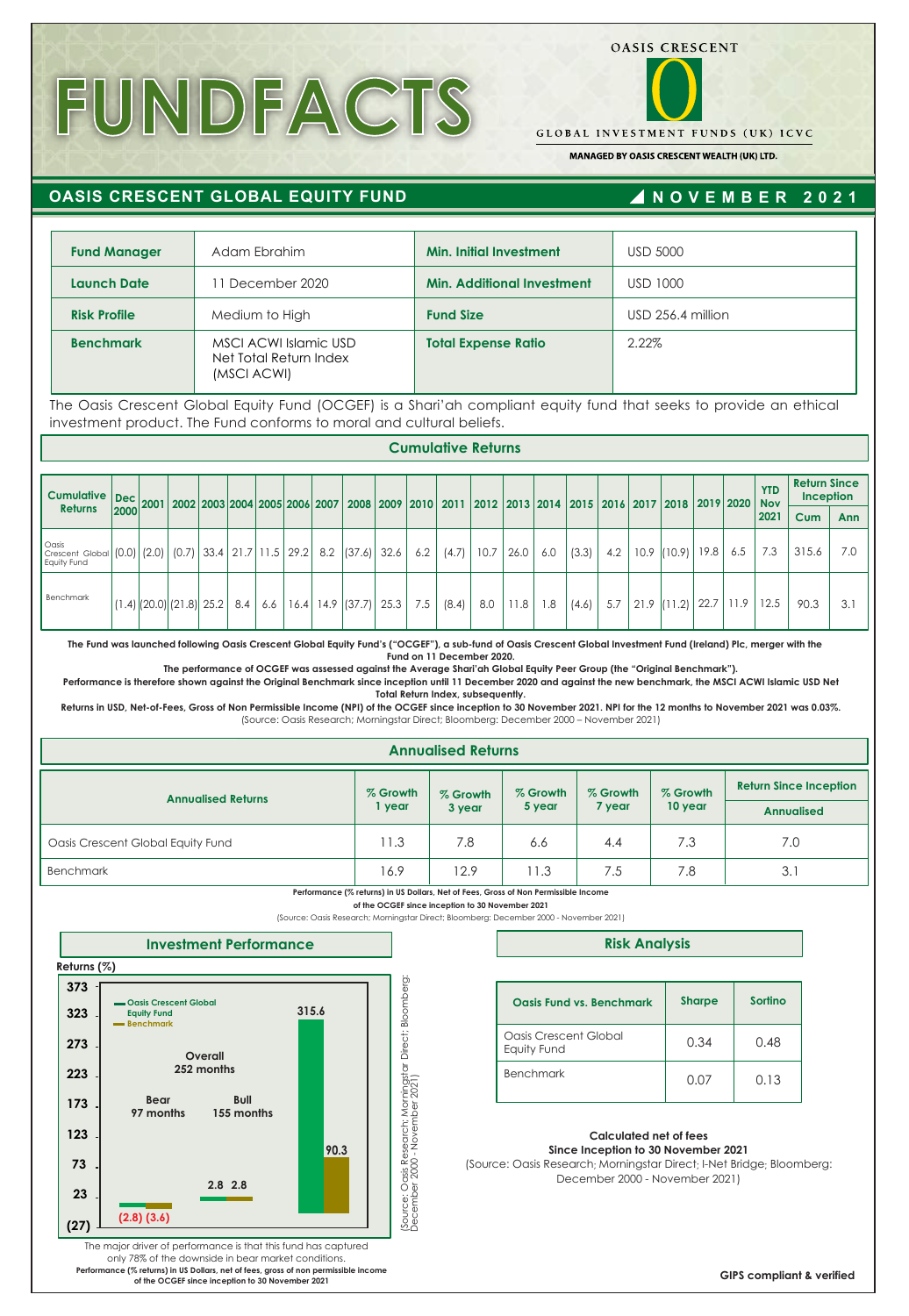# FUNDFACTS

OASIS CRESCENT

GLOBAL INVESTMENT FUNDS (UK) ICVC

**MANAGED BY OASIS CRESCENT WEALTH (UK) LTD.**

## OASIS CRESCENT GLOBAL EQUITY FUND

**NOVEMBER 2021**

| | | | |
|---|---|---|---|
| **Fund Manager** | Adam Ebrahim | **Min. Initial Investment** | USD 5000 |
| **Launch Date** | 11 December 2020 | **Min. Additional Investment** | USD 1000 |
| **Risk Profile** | Medium to High | **Fund Size** | USD 256.4 million |
| **Benchmark** | MSCI ACWI Islamic USD Net Total Return Index (MSCI ACWI) | **Total Expense Ratio** | 2.22% |

The Oasis Crescent Global Equity Fund (OCGEF) is a Shari'ah compliant equity fund that seeks to provide an ethical investment product. The Fund conforms to moral and cultural beliefs.

### Cumulative Returns

| Cumulative Returns | Dec 2000 | 2001 | 2002 | 2003 | 2004 | 2005 | 2006 | 2007 | 2008 | 2009 | 2010 | 2011 | 2012 | 2013 | 2014 | 2015 | 2016 | 2017 | 2018 | 2019 | 2020 | YTD Nov 2021 | Return Since Inception | |
|---|---|---|---|---|---|---|---|---|---|---|---|---|---|---|---|---|---|---|---|---|---|---|---|---|
| | | | | | | | | | | | | | | | | | | | | | | | Cum | Ann |
| Oasis Crescent Global Equity Fund | (0.0) | (2.0) | (0.7) | 33.4 | 21.7 | 11.5 | 29.2 | 8.2 | (37.6) | 32.6 | 6.2 | (4.7) | 10.7 | 26.0 | 6.0 | (3.3) | 4.2 | 10.9 | (10.9) | 19.8 | 6.5 | 7.3 | 315.6 | 7.0 |
| Benchmark | (1.4) | (20.0) | (21.8) | 25.2 | 8.4 | 6.6 | 16.4 | 14.9 | (37.7) | 25.3 | 7.5 | (8.4) | 8.0 | 11.8 | 1.8 | (4.6) | 5.7 | 21.9 | (11.2) | 22.7 | 11.9 | 12.5 | 90.3 | 3.1 |

**The Fund was launched following Oasis Crescent Global Equity Fund's ("OCGEF"), a sub-fund of Oasis Crescent Global Investment Fund (Ireland) Plc, merger with the Fund on 11 December 2020.**

**The performance of OCGEF was assessed against the Average Shari'ah Global Equity Peer Group (the "Original Benchmark").**

**Performance is therefore shown against the Original Benchmark since inception until 11 December 2020 and against the new benchmark, the MSCI ACWI Islamic USD Net Total Return Index, subsequently.**

**Returns in USD, Net-of-Fees, Gross of Non Permissible Income (NPI) of the OCGEF since inception to 30 November 2021. NPI for the 12 months to November 2021 was 0.03%.**

(Source: Oasis Research; Morningstar Direct; Bloomberg: December 2000 – November 2021)

### Annualised Returns

| Annualised Returns | % Growth 1 year | % Growth 3 year | % Growth 5 year | % Growth 7 year | % Growth 10 year | Return Since Inception Annualised |
|---|---|---|---|---|---|---|
| Oasis Crescent Global Equity Fund | 11.3 | 7.8 | 6.6 | 4.4 | 7.3 | 7.0 |
| Benchmark | 16.9 | 12.9 | 11.3 | 7.5 | 7.8 | 3.1 |

**Performance (% returns) in US Dollars, Net of Fees, Gross of Non Permissible Income of the OCGEF since inception to 30 November 2021**

(Source: Oasis Research; Morningstar Direct; Bloomberg: December 2000 - November 2021)

### Investment Performance

Returns (%)

| | Oasis Crescent Global Equity Fund | Benchmark |
|---|---|---|
| Bear 97 months | (2.8) | (3.6) |
| Bull 155 months | 2.8 | 2.8 |
| Overall 252 months | 315.6 | 90.3 |

(Source: Oasis Research; Morningstar Direct; Bloomberg: December 2000 - November 2021)

The major driver of performance is that this fund has captured only 78% of the downside in bear market conditions.

**Performance (% returns) in US Dollars, net of fees, gross of non permissible income of the OCGEF since inception to 30 November 2021**

### Risk Analysis

| Oasis Fund vs. Benchmark | Sharpe | Sortino |
|---|---|---|
| Oasis Crescent Global Equity Fund | 0.34 | 0.48 |
| Benchmark | 0.07 | 0.13 |

**Calculated net of fees**

**Since Inception to 30 November 2021**

(Source: Oasis Research; Morningstar Direct; I-Net Bridge; Bloomberg: December 2000 - November 2021)

**GIPS compliant & verified**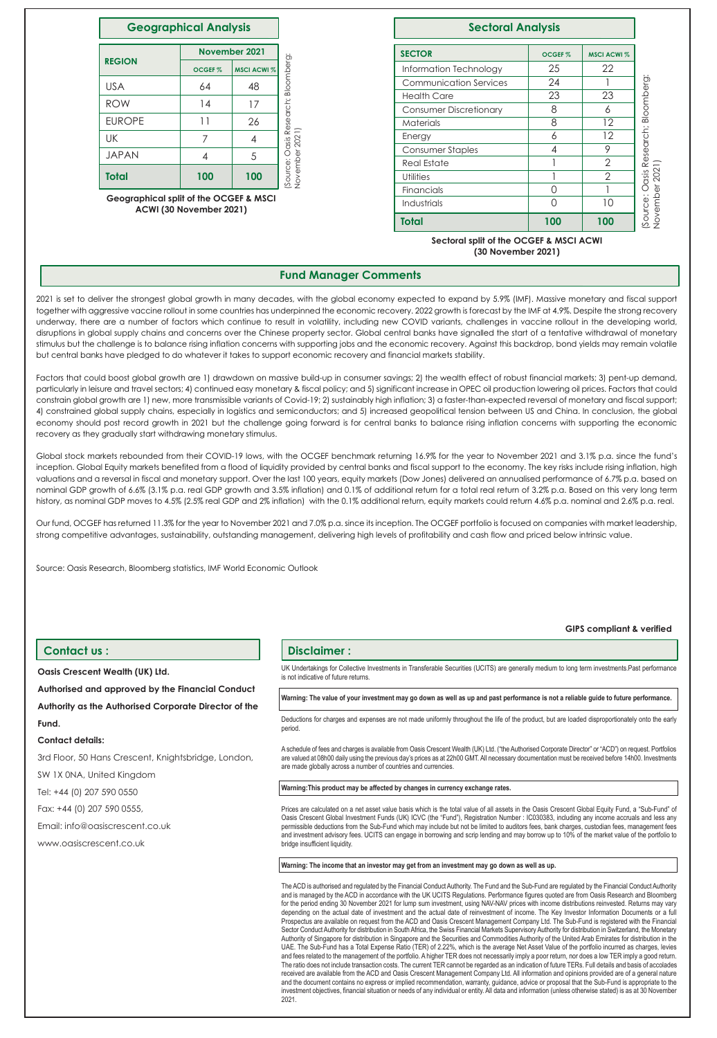## Geographical Analysis

| REGION | November 2021 | |
|---|---|---|
| | OCGEF % | MSCI ACWI % |
| USA | 64 | 48 |
| ROW | 14 | 17 |
| EUROPE | 11 | 26 |
| UK | 7 | 4 |
| JAPAN | 4 | 5 |
| **Total** | **100** | **100** |

(Source: Oasis Research; Bloomberg: November 2021)

**Geographical split of the OCGEF & MSCI ACWI (30 November 2021)**

## Sectoral Analysis

| SECTOR | OCGEF % | MSCI ACWI % |
|---|---|---|
| Information Technology | 25 | 22 |
| Communication Services | 24 | 1 |
| Health Care | 23 | 23 |
| Consumer Discretionary | 8 | 6 |
| Materials | 8 | 12 |
| Energy | 6 | 12 |
| Consumer Staples | 4 | 9 |
| Real Estate | 1 | 2 |
| Utilities | 1 | 2 |
| Financials | 0 | 1 |
| Industrials | 0 | 10 |
| **Total** | **100** | **100** |

(Source: Oasis Research; Bloomberg: November 2021)

**Sectoral split of the OCGEF & MSCI ACWI (30 November 2021)**

## Fund Manager Comments

2021 is set to deliver the strongest global growth in many decades, with the global economy expected to expand by 5.9% (IMF). Massive monetary and fiscal support together with aggressive vaccine rollout in some countries has underpinned the economic recovery. 2022 growth is forecast by the IMF at 4.9%. Despite the strong recovery underway, there are a number of factors which continue to result in volatility, including new COVID variants, challenges in vaccine rollout in the developing world, disruptions in global supply chains and concerns over the Chinese property sector. Global central banks have signalled the start of a tentative withdrawal of monetary stimulus but the challenge is to balance rising inflation concerns with supporting jobs and the economic recovery. Against this backdrop, bond yields may remain volatile but central banks have pledged to do whatever it takes to support economic recovery and financial markets stability.

Factors that could boost global growth are 1) drawdown on massive build-up in consumer savings; 2) the wealth effect of robust financial markets; 3) pent-up demand, particularly in leisure and travel sectors; 4) continued easy monetary & fiscal policy; and 5) significant increase in OPEC oil production lowering oil prices. Factors that could constrain global growth are 1) new, more transmissible variants of Covid-19; 2) sustainably high inflation; 3) a faster-than-expected reversal of monetary and fiscal support; 4) constrained global supply chains, especially in logistics and semiconductors; and 5) increased geopolitical tension between US and China. In conclusion, the global economy should post record growth in 2021 but the challenge going forward is for central banks to balance rising inflation concerns with supporting the economic recovery as they gradually start withdrawing monetary stimulus.

Global stock markets rebounded from their COVID-19 lows, with the OCGEF benchmark returning 16.9% for the year to November 2021 and 3.1% p.a. since the fund's inception. Global Equity markets benefited from a flood of liquidity provided by central banks and fiscal support to the economy. The key risks include rising inflation, high valuations and a reversal in fiscal and monetary support. Over the last 100 years, equity markets (Dow Jones) delivered an annualised performance of 6.7% p.a. based on nominal GDP growth of 6.6% (3.1% p.a. real GDP growth and 3.5% inflation) and 0.1% of additional return for a total real return of 3.2% p.a. Based on this very long term history, as nominal GDP moves to 4.5% (2.5% real GDP and 2% inflation) with the 0.1% additional return, equity markets could return 4.6% p.a. nominal and 2.6% p.a. real.

Our fund, OCGEF has returned 11.3% for the year to November 2021 and 7.0% p.a. since its inception. The OCGEF portfolio is focused on companies with market leadership, strong competitive advantages, sustainability, outstanding management, delivering high levels of profitability and cash flow and priced below intrinsic value.

Source: Oasis Research, Bloomberg statistics, IMF World Economic Outlook

**GIPS compliant & verified**

## Contact us :

**Oasis Crescent Wealth (UK) Ltd.**

**Authorised and approved by the Financial Conduct Authority as the Authorised Corporate Director of the Fund.**

**Contact details:**

3rd Floor, 50 Hans Crescent, Knightsbridge, London, SW 1X 0NA, United Kingdom

Tel: +44 (0) 207 590 0550

Fax: +44 (0) 207 590 0555,

Email: info@oasiscrescent.co.uk

www.oasiscrescent.co.uk

## Disclaimer :

UK Undertakings for Collective Investments in Transferable Securities (UCITS) are generally medium to long term investments.Past performance is not indicative of future returns.

**Warning: The value of your investment may go down as well as up and past performance is not a reliable guide to future performance.**

Deductions for charges and expenses are not made uniformly throughout the life of the product, but are loaded disproportionately onto the early period.

A schedule of fees and charges is available from Oasis Crescent Wealth (UK) Ltd. ("the Authorised Corporate Director" or "ACD") on request. Portfolios are valued at 08h00 daily using the previous day's prices as at 22h00 GMT. All necessary documentation must be received before 14h00. Investments are made globally across a number of countries and currencies.

**Warning:This product may be affected by changes in currency exchange rates.**

Prices are calculated on a net asset value basis which is the total value of all assets in the Oasis Crescent Global Equity Fund, a "Sub-Fund" of Oasis Crescent Global Investment Funds (UK) ICVC (the "Fund"), Registration Number : IC030383, including any income accruals and less any permissible deductions from the Sub-Fund which may include but not be limited to auditors fees, bank charges, custodian fees, management fees and investment advisory fees. UCITS can engage in borrowing and scrip lending and may borrow up to 10% of the market value of the portfolio to bridge insufficient liquidity.

**Warning: The income that an investor may get from an investment may go down as well as up.**

The ACD is authorised and regulated by the Financial Conduct Authority. The Fund and the Sub-Fund are regulated by the Financial Conduct Authority and is managed by the ACD in accordance with the UK UCITS Regulations. Performance figures quoted are from Oasis Research and Bloomberg for the period ending 30 November 2021 for lump sum investment, using NAV-NAV prices with income distributions reinvested. Returns may vary depending on the actual date of investment and the actual date of reinvestment of income. The Key Investor Information Documents or a full Prospectus are available on request from the ACD and Oasis Crescent Management Company Ltd. The Sub-Fund is registered with the Financial Sector Conduct Authority for distribution in South Africa, the Swiss Financial Markets Supervisory Authority for distribution in Switzerland, the Monetary Authority of Singapore for distribution in Singapore and the Securities and Commodities Authority of the United Arab Emirates for distribution in the UAE. The Sub-Fund has a Total Expense Ratio (TER) of 2.22%, which is the average Net Asset Value of the portfolio incurred as charges, levies and fees related to the management of the portfolio. A higher TER does not necessarily imply a poor return, nor does a low TER imply a good return. The ratio does not include transaction costs. The current TER cannot be regarded as an indication of future TERs. Full details and basis of accolades received are available from the ACD and Oasis Crescent Management Company Ltd. All information and opinions provided are of a general nature and the document contains no express or implied recommendation, warranty, guidance, advice or proposal that the Sub-Fund is appropriate to the investment objectives, financial situation or needs of any individual or entity. All data and information (unless otherwise stated) is as at 30 November 2021.